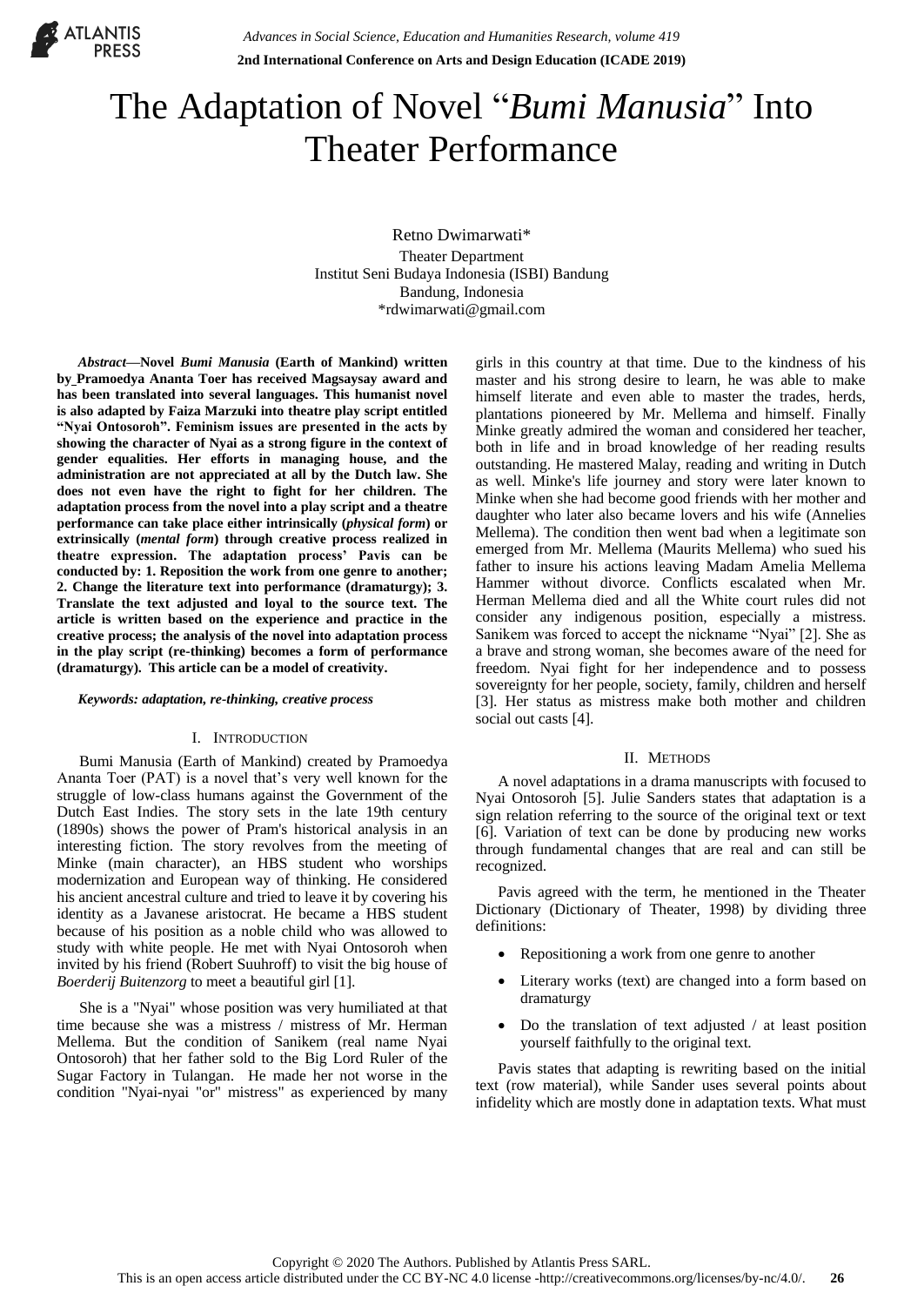# The Adaptation of Novel "*Bumi Manusia*" Into Theater Performance

Retno Dwimarwati*
Theater Department
Institut Seni Budaya Indonesia (ISBI) Bandung
Bandung, Indonesia
*rdwimarwati@gmail.com

***Abstract*—Novel *Bumi Manusia* (Earth of Mankind) written by Pramoedya Ananta Toer has received Magsaysay award and has been translated into several languages. This humanist novel is also adapted by Faiza Marzuki into theatre play script entitled "Nyai Ontosoroh". Feminism issues are presented in the acts by showing the character of Nyai as a strong figure in the context of gender equalities. Her efforts in managing house, and the administration are not appreciated at all by the Dutch law. She does not even have the right to fight for her children. The adaptation process from the novel into a play script and a theatre performance can take place either intrinsically (*physical form*) or extrinsically (*mental form*) through creative process realized in theatre expression. The adaptation process' Pavis can be conducted by: 1. Reposition the work from one genre to another; 2. Change the literature text into performance (dramaturgy); 3. Translate the text adjusted and loyal to the source text. The article is written based on the experience and practice in the creative process; the analysis of the novel into adaptation process in the play script (re-thinking) becomes a form of performance (dramaturgy). This article can be a model of creativity.**

***Keywords: adaptation, re-thinking, creative process***

## I. Introduction

Bumi Manusia (Earth of Mankind) created by Pramoedya Ananta Toer (PAT) is a novel that's very well known for the struggle of low-class humans against the Government of the Dutch East Indies. The story sets in the late 19th century (1890s) shows the power of Pram's historical analysis in an interesting fiction. The story revolves from the meeting of Minke (main character), an HBS student who worships modernization and European way of thinking. He considered his ancient ancestral culture and tried to leave it by covering his identity as a Javanese aristocrat. He became a HBS student because of his position as a noble child who was allowed to study with white people. He met with Nyai Ontosoroh when invited by his friend (Robert Suuhroff) to visit the big house of *Boerderij Buitenzorg* to meet a beautiful girl [1].

She is a "Nyai" whose position was very humiliated at that time because she was a mistress / mistress of Mr. Herman Mellema. But the condition of Sanikem (real name Nyai Ontosoroh) that her father sold to the Big Lord Ruler of the Sugar Factory in Tulangan. He made her not worse in the condition "Nyai-nyai "or" mistress" as experienced by many girls in this country at that time. Due to the kindness of his master and his strong desire to learn, he was able to make himself literate and even able to master the trades, herds, plantations pioneered by Mr. Mellema and himself. Finally Minke greatly admired the woman and considered her teacher, both in life and in broad knowledge of her reading results outstanding. He mastered Malay, reading and writing in Dutch as well. Minke's life journey and story were later known to Minke when she had become good friends with her mother and daughter who later also became lovers and his wife (Annelies Mellema). The condition then went bad when a legitimate son emerged from Mr. Mellema (Maurits Mellema) who sued his father to insure his actions leaving Madam Amelia Mellema Hammer without divorce. Conflicts escalated when Mr. Herman Mellema died and all the White court rules did not consider any indigenous position, especially a mistress. Sanikem was forced to accept the nickname "Nyai" [2]. She as a brave and strong woman, she becomes aware of the need for freedom. Nyai fight for her independence and to possess sovereignty for her people, society, family, children and herself [3]. Her status as mistress make both mother and children social out casts [4].

## II. Methods

A novel adaptations in a drama manuscripts with focused to Nyai Ontosoroh [5]. Julie Sanders states that adaptation is a sign relation referring to the source of the original text or text [6]. Variation of text can be done by producing new works through fundamental changes that are real and can still be recognized.

Pavis agreed with the term, he mentioned in the Theater Dictionary (Dictionary of Theater, 1998) by dividing three definitions:

- Repositioning a work from one genre to another
- Literary works (text) are changed into a form based on dramaturgy
- Do the translation of text adjusted / at least position yourself faithfully to the original text.

Pavis states that adapting is rewriting based on the initial text (row material), while Sander uses several points about infidelity which are mostly done in adaptation texts. What must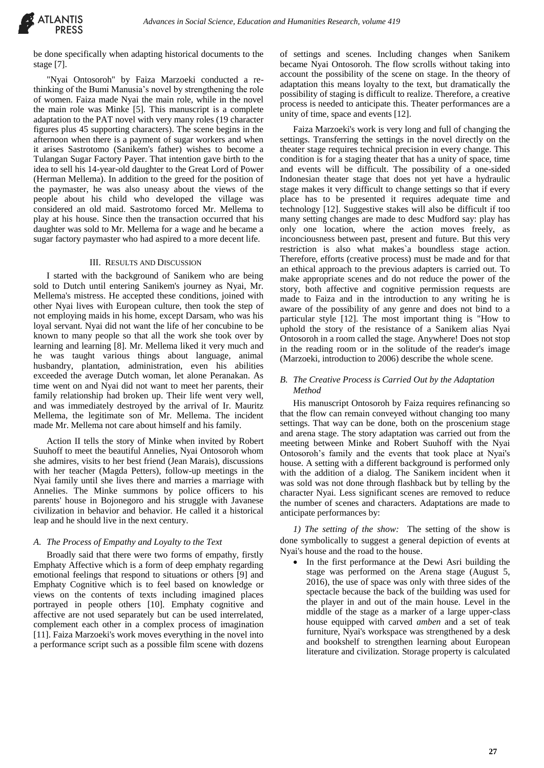be done specifically when adapting historical documents to the stage [7].

"Nyai Ontosoroh" by Faiza Marzoeki conducted a re-thinking of the Bumi Manusia's novel by strengthening the role of women. Faiza made Nyai the main role, while in the novel the main role was Minke [5]. This manuscript is a complete adaptation to the PAT novel with very many roles (19 character figures plus 45 supporting characters). The scene begins in the afternoon when there is a payment of sugar workers and when it arises Sastrotomo (Sanikem's father) wishes to become a Tulangan Sugar Factory Payer. That intention gave birth to the idea to sell his 14-year-old daughter to the Great Lord of Power (Herman Mellema). In addition to the greed for the position of the paymaster, he was also uneasy about the views of the people about his child who developed the village was considered an old maid. Sastrotomo forced Mr. Mellema to play at his house. Since then the transaction occurred that his daughter was sold to Mr. Mellema for a wage and he became a sugar factory paymaster who had aspired to a more decent life.

## III. Results and Discussion

I started with the background of Sanikem who are being sold to Dutch until entering Sanikem's journey as Nyai, Mr. Mellema's mistress. He accepted these conditions, joined with other Nyai lives with European culture, then took the step of not employing maids in his home, except Darsam, who was his loyal servant. Nyai did not want the life of her concubine to be known to many people so that all the work she took over by learning and learning [8]. Mr. Mellema liked it very much and he was taught various things about language, animal husbandry, plantation, administration, even his abilities exceeded the average Dutch woman, let alone Peranakan. As time went on and Nyai did not want to meet her parents, their family relationship had broken up. Their life went very well, and was immediately destroyed by the arrival of Ir. Mauritz Mellema, the legitimate son of Mr. Mellema. The incident made Mr. Mellema not care about himself and his family.

Action II tells the story of Minke when invited by Robert Suuhoff to meet the beautiful Annelies, Nyai Ontosoroh whom she admires, visits to her best friend (Jean Marais), discussions with her teacher (Magda Petters), follow-up meetings in the Nyai family until she lives there and marries a marriage with Annelies. The Minke summons by police officers to his parents' house in Bojonegoro and his struggle with Javanese civilization in behavior and behavior. He called it a historical leap and he should live in the next century.

### *A. The Process of Empathy and Loyalty to the Text*

Broadly said that there were two forms of empathy, firstly Emphaty Affective which is a form of deep emphaty regarding emotional feelings that respond to situations or others [9] and Emphaty Cognitive which is to feel based on knowledge or views on the contents of texts including imagined places portrayed in people others [10]. Emphaty cognitive and affective are not used separately but can be used interrelated, complement each other in a complex process of imagination [11]. Faiza Marzoeki's work moves everything in the novel into a performance script such as a possible film scene with dozens of settings and scenes. Including changes when Sanikem became Nyai Ontosoroh. The flow scrolls without taking into account the possibility of the scene on stage. In the theory of adaptation this means loyalty to the text, but dramatically the possibility of staging is difficult to realize. Therefore, a creative process is needed to anticipate this. Theater performances are a unity of time, space and events [12].

Faiza Marzoeki's work is very long and full of changing the settings. Transferring the settings in the novel directly on the theater stage requires technical precision in every change. This condition is for a staging theater that has a unity of space, time and events will be difficult. The possibility of a one-sided Indonesian theater stage that does not yet have a hydraulic stage makes it very difficult to change settings so that if every place has to be presented it requires adequate time and technology [12]. Suggestive stakes will also be difficult if too many setting changes are made to desc Mudford say: play has only one location, where the action moves freely, as inconciousness between past, present and future. But this very restriction is also what makes`a boundless stage action. Therefore, efforts (creative process) must be made and for that an ethical approach to the previous adapters is carried out. To make appropriate scenes and do not reduce the power of the story, both affective and cognitive permission requests are made to Faiza and in the introduction to any writing he is aware of the possibility of any genre and does not bind to a particular style [12]. The most important thing is "How to uphold the story of the resistance of a Sanikem alias Nyai Ontosoroh in a room called the stage. Anywhere! Does not stop in the reading room or in the solitude of the reader's image (Marzoeki, introduction to 2006) describe the whole scene.

### *B. The Creative Process is Carried Out by the Adaptation Method*

His manuscript Ontosoroh by Faiza requires refinancing so that the flow can remain conveyed without changing too many settings. That way can be done, both on the proscenium stage and arena stage. The story adaptation was carried out from the meeting between Minke and Robert Suuhoff with the Nyai Ontosoroh's family and the events that took place at Nyai's house. A setting with a different background is performed only with the addition of a dialog. The Sanikem incident when it was sold was not done through flashback but by telling by the character Nyai. Less significant scenes are removed to reduce the number of scenes and characters. Adaptations are made to anticipate performances by:

*1) The setting of the show:* The setting of the show is done symbolically to suggest a general depiction of events at Nyai's house and the road to the house.

- In the first performance at the Dewi Asri building the stage was performed on the Arena stage (August 5, 2016), the use of space was only with three sides of the spectacle because the back of the building was used for the player in and out of the main house. Level in the middle of the stage as a marker of a large upper-class house equipped with carved *amben* and a set of teak furniture, Nyai's workspace was strengthened by a desk and bookshelf to strengthen learning about European literature and civilization. Storage property is calculated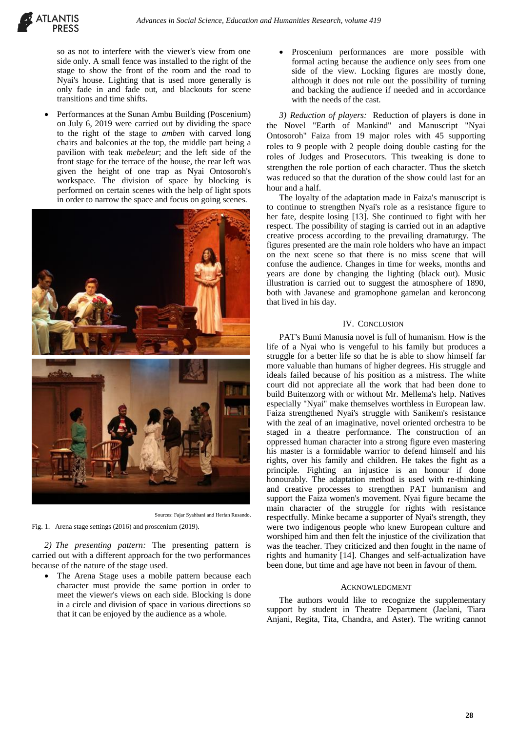so as not to interfere with the viewer's view from one side only. A small fence was installed to the right of the stage to show the front of the room and the road to Nyai's house. Lighting that is used more generally is only fade in and fade out, and blackouts for scene transitions and time shifts.

- Performances at the Sunan Ambu Building (Poscenium) on July 6, 2019 were carried out by dividing the space to the right of the stage to *amben* with carved long chairs and balconies at the top, the middle part being a pavilion with teak *mebeleur*; and the left side of the front stage for the terrace of the house, the rear left was given the height of one trap as Nyai Ontosoroh's workspace. The division of space by blocking is performed on certain scenes with the help of light spots in order to narrow the space and focus on going scenes.

Sources: Fajar Syahbani and Herfan Rusando.

Fig. 1. Arena stage settings (2016) and proscenium (2019).

*2) The presenting pattern:* The presenting pattern is carried out with a different approach for the two performances because of the nature of the stage used.

- The Arena Stage uses a mobile pattern because each character must provide the same portion in order to meet the viewer's views on each side. Blocking is done in a circle and division of space in various directions so that it can be enjoyed by the audience as a whole.
- Proscenium performances are more possible with formal acting because the audience only sees from one side of the view. Locking figures are mostly done, although it does not rule out the possibility of turning and backing the audience if needed and in accordance with the needs of the cast.

*3) Reduction of players:* Reduction of players is done in the Novel "Earth of Mankind" and Manuscript "Nyai Ontosoroh" Faiza from 19 major roles with 45 supporting roles to 9 people with 2 people doing double casting for the roles of Judges and Prosecutors. This tweaking is done to strengthen the role portion of each character. Thus the sketch was reduced so that the duration of the show could last for an hour and a half.

The loyalty of the adaptation made in Faiza's manuscript is to continue to strengthen Nyai's role as a resistance figure to her fate, despite losing [13]. She continued to fight with her respect. The possibility of staging is carried out in an adaptive creative process according to the prevailing dramaturgy. The figures presented are the main role holders who have an impact on the next scene so that there is no miss scene that will confuse the audience. Changes in time for weeks, months and years are done by changing the lighting (black out). Music illustration is carried out to suggest the atmosphere of 1890, both with Javanese and gramophone gamelan and keroncong that lived in his day.

## IV. Conclusion

PAT's Bumi Manusia novel is full of humanism. How is the life of a Nyai who is vengeful to his family but produces a struggle for a better life so that he is able to show himself far more valuable than humans of higher degrees. His struggle and ideals failed because of his position as a mistress. The white court did not appreciate all the work that had been done to build Buitenzorg with or without Mr. Mellema's help. Natives especially "Nyai" make themselves worthless in European law. Faiza strengthened Nyai's struggle with Sanikem's resistance with the zeal of an imaginative, novel oriented orchestra to be staged in a theatre performance. The construction of an oppressed human character into a strong figure even mastering his master is a formidable warrior to defend himself and his rights, over his family and children. He takes the fight as a principle. Fighting an injustice is an honour if done honourably. The adaptation method is used with re-thinking and creative processes to strengthen PAT humanism and support the Faiza women's movement. Nyai figure became the main character of the struggle for rights with resistance respectfully. Minke became a supporter of Nyai's strength, they were two indigenous people who knew European culture and worshiped him and then felt the injustice of the civilization that was the teacher. They criticized and then fought in the name of rights and humanity [14]. Changes and self-actualization have been done, but time and age have not been in favour of them.

## Acknowledgment

The authors would like to recognize the supplementary support by student in Theatre Department (Jaelani, Tiara Anjani, Regita, Tita, Chandra, and Aster). The writing cannot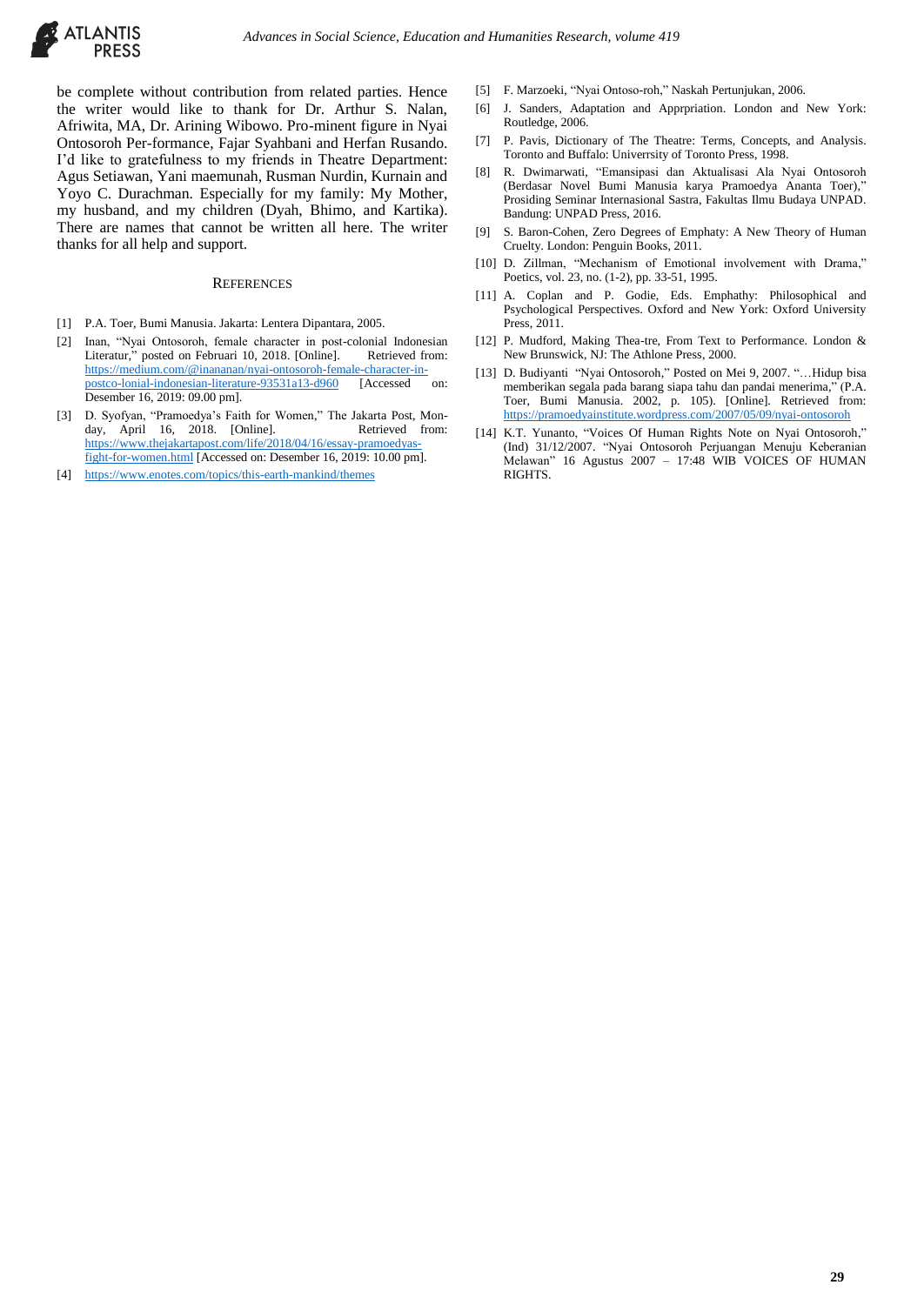be complete without contribution from related parties. Hence the writer would like to thank for Dr. Arthur S. Nalan, Afriwita, MA, Dr. Arining Wibowo. Pro-minent figure in Nyai Ontosoroh Per-formance, Fajar Syahbani and Herfan Rusando. I'd like to gratefulness to my friends in Theatre Department: Agus Setiawan, Yani maemunah, Rusman Nurdin, Kurnain and Yoyo C. Durachman. Especially for my family: My Mother, my husband, and my children (Dyah, Bhimo, and Kartika). There are names that cannot be written all here. The writer thanks for all help and support.

## REFERENCES

[1] P.A. Toer, Bumi Manusia. Jakarta: Lentera Dipantara, 2005.

[2] Inan, "Nyai Ontosoroh, female character in post-colonial Indonesian Literatur," posted on Februari 10, 2018. [Online]. Retrieved from: https://medium.com/@inananan/nyai-ontosoroh-female-character-in-postco-lonial-indonesian-literature-93531a13-d960 [Accessed on: Desember 16, 2019: 09.00 pm].

[3] D. Syofyan, "Pramoedya's Faith for Women," The Jakarta Post, Mon-day, April 16, 2018. [Online]. Retrieved from: https://www.thejakartapost.com/life/2018/04/16/essay-pramoedyas-fight-for-women.html [Accessed on: Desember 16, 2019: 10.00 pm].

[4] https://www.enotes.com/topics/this-earth-mankind/themes

[5] F. Marzoeki, "Nyai Ontoso-roh," Naskah Pertunjukan, 2006.

[6] J. Sanders, Adaptation and Apprpriation. London and New York: Routledge, 2006.

[7] P. Pavis, Dictionary of The Theatre: Terms, Concepts, and Analysis. Toronto and Buffalo: Universsity of Toronto Press, 1998.

[8] R. Dwimarwati, "Emansipasi dan Aktualisasi Ala Nyai Ontosoroh (Berdasar Novel Bumi Manusia karya Pramoedya Ananta Toer)," Prosiding Seminar Internasional Sastra, Fakultas Ilmu Budaya UNPAD. Bandung: UNPAD Press, 2016.

[9] S. Baron-Cohen, Zero Degrees of Emphaty: A New Theory of Human Cruelty. London: Penguin Books, 2011.

[10] D. Zillman, "Mechanism of Emotional involvement with Drama," Poetics, vol. 23, no. (1-2), pp. 33-51, 1995.

[11] A. Coplan and P. Godie, Eds. Emphathy: Philosophical and Psychological Perspectives. Oxford and New York: Oxford University Press, 2011.

[12] P. Mudford, Making Thea-tre, From Text to Performance. London & New Brunswick, NJ: The Athlone Press, 2000.

[13] D. Budiyanti "Nyai Ontosoroh," Posted on Mei 9, 2007. "…Hidup bisa memberikan segala pada barang siapa tahu dan pandai menerima," (P.A. Toer, Bumi Manusia. 2002, p. 105). [Online]. Retrieved from: https://pramoedyainstitute.wordpress.com/2007/05/09/nyai-ontosoroh

[14] K.T. Yunanto, "Voices Of Human Rights Note on Nyai Ontosoroh," (Ind) 31/12/2007. "Nyai Ontosoroh Perjuangan Menuju Keberanian Melawan" 16 Agustus 2007 – 17:48 WIB VOICES OF HUMAN RIGHTS.